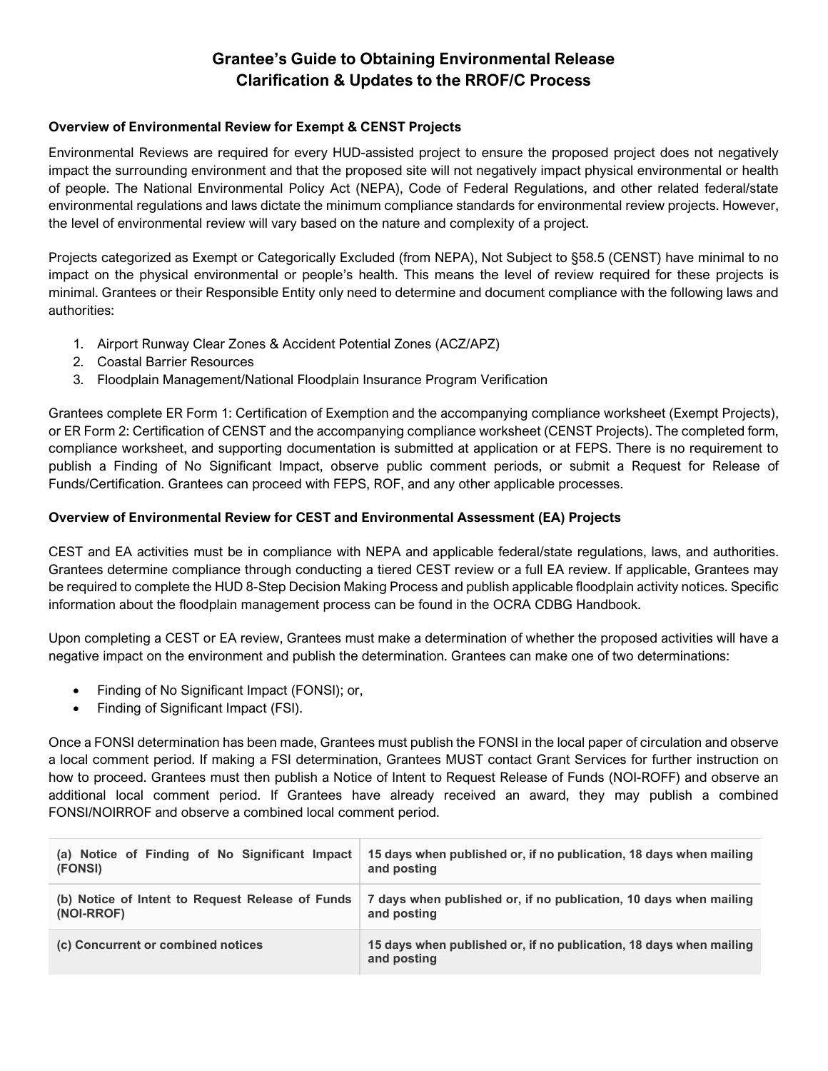# Grantee's Guide to Obtaining Environmental Release
# Clarification & Updates to the RROF/C Process

**Overview of Environmental Review for Exempt & CENST Projects**

Environmental Reviews are required for every HUD-assisted project to ensure the proposed project does not negatively impact the surrounding environment and that the proposed site will not negatively impact physical environmental or health of people. The National Environmental Policy Act (NEPA), Code of Federal Regulations, and other related federal/state environmental regulations and laws dictate the minimum compliance standards for environmental review projects. However, the level of environmental review will vary based on the nature and complexity of a project.

Projects categorized as Exempt or Categorically Excluded (from NEPA), Not Subject to §58.5 (CENST) have minimal to no impact on the physical environmental or people's health. This means the level of review required for these projects is minimal. Grantees or their Responsible Entity only need to determine and document compliance with the following laws and authorities:

1. Airport Runway Clear Zones & Accident Potential Zones (ACZ/APZ)
2. Coastal Barrier Resources
3. Floodplain Management/National Floodplain Insurance Program Verification

Grantees complete ER Form 1: Certification of Exemption and the accompanying compliance worksheet (Exempt Projects), or ER Form 2: Certification of CENST and the accompanying compliance worksheet (CENST Projects). The completed form, compliance worksheet, and supporting documentation is submitted at application or at FEPS. There is no requirement to publish a Finding of No Significant Impact, observe public comment periods, or submit a Request for Release of Funds/Certification. Grantees can proceed with FEPS, ROF, and any other applicable processes.

**Overview of Environmental Review for CEST and Environmental Assessment (EA) Projects**

CEST and EA activities must be in compliance with NEPA and applicable federal/state regulations, laws, and authorities. Grantees determine compliance through conducting a tiered CEST review or a full EA review. If applicable, Grantees may be required to complete the HUD 8-Step Decision Making Process and publish applicable floodplain activity notices. Specific information about the floodplain management process can be found in the OCRA CDBG Handbook.

Upon completing a CEST or EA review, Grantees must make a determination of whether the proposed activities will have a negative impact on the environment and publish the determination. Grantees can make one of two determinations:

- Finding of No Significant Impact (FONSI); or,
- Finding of Significant Impact (FSI).

Once a FONSI determination has been made, Grantees must publish the FONSI in the local paper of circulation and observe a local comment period. If making a FSI determination, Grantees MUST contact Grant Services for further instruction on how to proceed. Grantees must then publish a Notice of Intent to Request Release of Funds (NOI-ROFF) and observe an additional local comment period. If Grantees have already received an award, they may publish a combined FONSI/NOIRROF and observe a combined local comment period.

| Notice | Comment Period |
| --- | --- |
| **(a) Notice of Finding of No Significant Impact (FONSI)** | **15 days when published or, if no publication, 18 days when mailing and posting** |
| **(b) Notice of Intent to Request Release of Funds (NOI-RROF)** | **7 days when published or, if no publication, 10 days when mailing and posting** |
| **(c) Concurrent or combined notices** | **15 days when published or, if no publication, 18 days when mailing and posting** |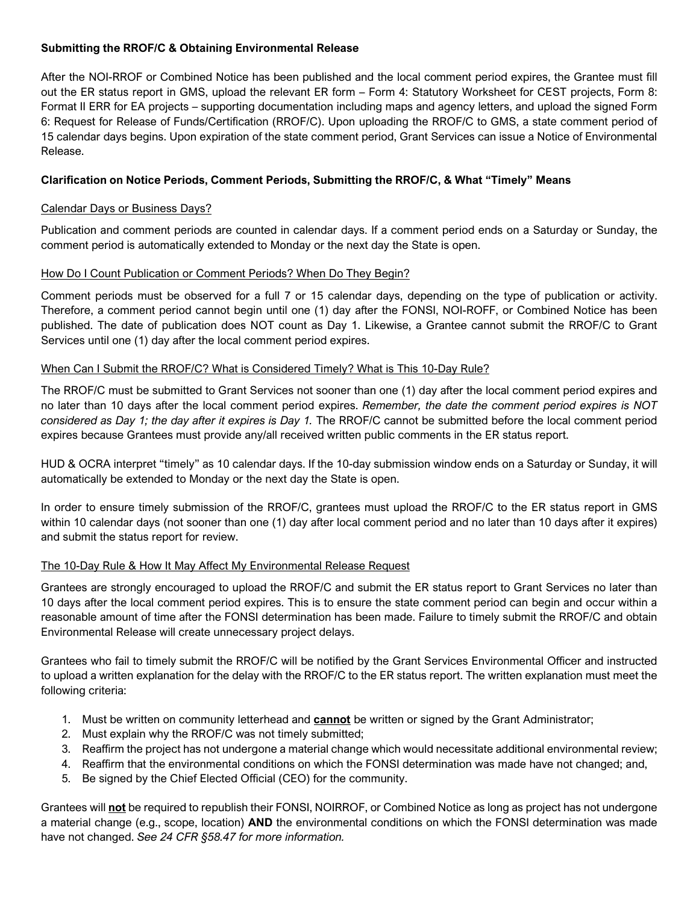**Submitting the RROF/C & Obtaining Environmental Release**

After the NOI-RROF or Combined Notice has been published and the local comment period expires, the Grantee must fill out the ER status report in GMS, upload the relevant ER form – Form 4: Statutory Worksheet for CEST projects, Form 8: Format II ERR for EA projects – supporting documentation including maps and agency letters, and upload the signed Form 6: Request for Release of Funds/Certification (RROF/C). Upon uploading the RROF/C to GMS, a state comment period of 15 calendar days begins. Upon expiration of the state comment period, Grant Services can issue a Notice of Environmental Release.

**Clarification on Notice Periods, Comment Periods, Submitting the RROF/C, & What "Timely" Means**

<u>Calendar Days or Business Days?</u>

Publication and comment periods are counted in calendar days. If a comment period ends on a Saturday or Sunday, the comment period is automatically extended to Monday or the next day the State is open.

<u>How Do I Count Publication or Comment Periods? When Do They Begin?</u>

Comment periods must be observed for a full 7 or 15 calendar days, depending on the type of publication or activity. Therefore, a comment period cannot begin until one (1) day after the FONSI, NOI-ROFF, or Combined Notice has been published. The date of publication does NOT count as Day 1. Likewise, a Grantee cannot submit the RROF/C to Grant Services until one (1) day after the local comment period expires.

<u>When Can I Submit the RROF/C? What is Considered Timely? What is This 10-Day Rule?</u>

The RROF/C must be submitted to Grant Services not sooner than one (1) day after the local comment period expires and no later than 10 days after the local comment period expires. *Remember, the date the comment period expires is NOT considered as Day 1; the day after it expires is Day 1.* The RROF/C cannot be submitted before the local comment period expires because Grantees must provide any/all received written public comments in the ER status report.

HUD & OCRA interpret "timely" as 10 calendar days. If the 10-day submission window ends on a Saturday or Sunday, it will automatically be extended to Monday or the next day the State is open.

In order to ensure timely submission of the RROF/C, grantees must upload the RROF/C to the ER status report in GMS within 10 calendar days (not sooner than one (1) day after local comment period and no later than 10 days after it expires) and submit the status report for review.

<u>The 10-Day Rule & How It May Affect My Environmental Release Request</u>

Grantees are strongly encouraged to upload the RROF/C and submit the ER status report to Grant Services no later than 10 days after the local comment period expires. This is to ensure the state comment period can begin and occur within a reasonable amount of time after the FONSI determination has been made. Failure to timely submit the RROF/C and obtain Environmental Release will create unnecessary project delays.

Grantees who fail to timely submit the RROF/C will be notified by the Grant Services Environmental Officer and instructed to upload a written explanation for the delay with the RROF/C to the ER status report. The written explanation must meet the following criteria:

1. Must be written on community letterhead and <u>**cannot**</u> be written or signed by the Grant Administrator;
2. Must explain why the RROF/C was not timely submitted;
3. Reaffirm the project has not undergone a material change which would necessitate additional environmental review;
4. Reaffirm that the environmental conditions on which the FONSI determination was made have not changed; and,
5. Be signed by the Chief Elected Official (CEO) for the community.

Grantees will <u>**not**</u> be required to republish their FONSI, NOIRROF, or Combined Notice as long as project has not undergone a material change (e.g., scope, location) **AND** the environmental conditions on which the FONSI determination was made have not changed. *See 24 CFR §58.47 for more information.*